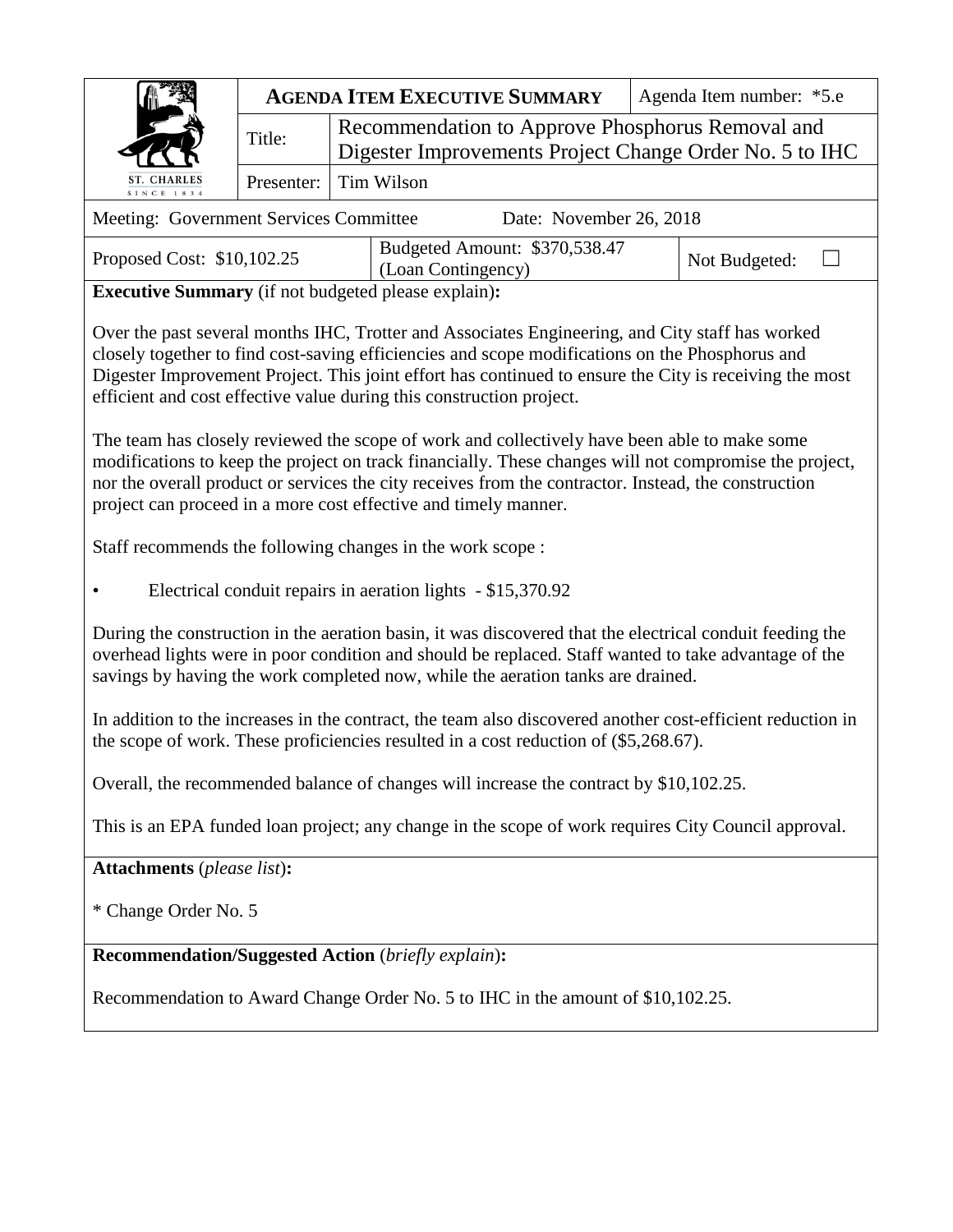| ST. CHARLES SINCE 1834 | **AGENDA ITEM EXECUTIVE SUMMARY** | | Agenda Item number: *5.e |
|---|---|---|---|
| | Title: | Recommendation to Approve Phosphorus Removal and Digester Improvements Project Change Order No. 5 to IHC | |
| | Presenter: | Tim Wilson | |

Meeting: Government Services Committee Date: November 26, 2018

| Proposed Cost: $10,102.25 | Budgeted Amount: $370,538.47 (Loan Contingency) | Not Budgeted: ☐ |
|---|---|---|

**Executive Summary** (if not budgeted please explain)**:**

Over the past several months IHC, Trotter and Associates Engineering, and City staff has worked closely together to find cost-saving efficiencies and scope modifications on the Phosphorus and Digester Improvement Project. This joint effort has continued to ensure the City is receiving the most efficient and cost effective value during this construction project.

The team has closely reviewed the scope of work and collectively have been able to make some modifications to keep the project on track financially. These changes will not compromise the project, nor the overall product or services the city receives from the contractor. Instead, the construction project can proceed in a more cost effective and timely manner.

Staff recommends the following changes in the work scope :

- Electrical conduit repairs in aeration lights - $15,370.92

During the construction in the aeration basin, it was discovered that the electrical conduit feeding the overhead lights were in poor condition and should be replaced. Staff wanted to take advantage of the savings by having the work completed now, while the aeration tanks are drained.

In addition to the increases in the contract, the team also discovered another cost-efficient reduction in the scope of work. These proficiencies resulted in a cost reduction of ($5,268.67).

Overall, the recommended balance of changes will increase the contract by $10,102.25.

This is an EPA funded loan project; any change in the scope of work requires City Council approval.

**Attachments** (*please list*)**:**

* Change Order No. 5

**Recommendation/Suggested Action** (*briefly explain*)**:**

Recommendation to Award Change Order No. 5 to IHC in the amount of $10,102.25.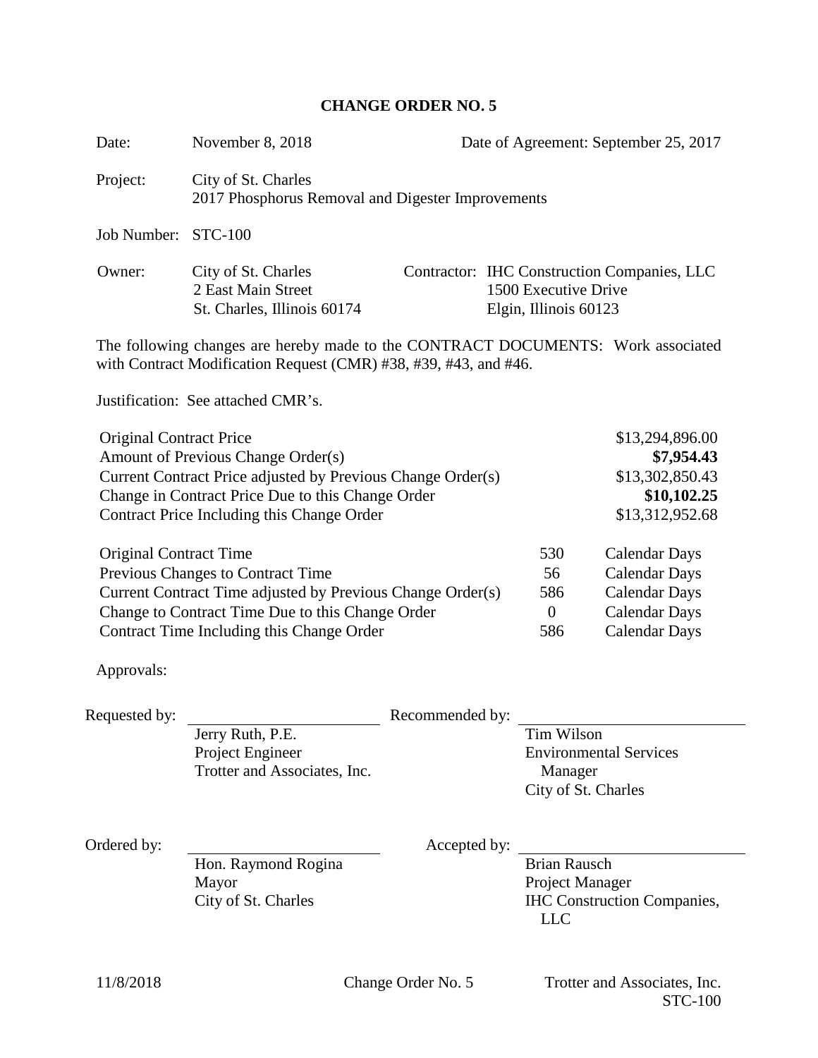# CHANGE ORDER NO. 5

Date: November 8, 2018 Date of Agreement: September 25, 2017

Project: City of St. Charles
2017 Phosphorus Removal and Digester Improvements

Job Number: STC-100

Owner: City of St. Charles
2 East Main Street
St. Charles, Illinois 60174

Contractor: IHC Construction Companies, LLC
1500 Executive Drive
Elgin, Illinois 60123

The following changes are hereby made to the CONTRACT DOCUMENTS: Work associated with Contract Modification Request (CMR) #38, #39, #43, and #46.

Justification: See attached CMR's.

| | |
|---|---|
| Original Contract Price | $13,294,896.00 |
| Amount of Previous Change Order(s) | **$7,954.43** |
| Current Contract Price adjusted by Previous Change Order(s) | $13,302,850.43 |
| Change in Contract Price Due to this Change Order | **$10,102.25** |
| Contract Price Including this Change Order | $13,312,952.68 |

| | | |
|---|---|---|
| Original Contract Time | 530 | Calendar Days |
| Previous Changes to Contract Time | 56 | Calendar Days |
| Current Contract Time adjusted by Previous Change Order(s) | 586 | Calendar Days |
| Change to Contract Time Due to this Change Order | 0 | Calendar Days |
| Contract Time Including this Change Order | 586 | Calendar Days |

Approvals:

Requested by: ______________________
Jerry Ruth, P.E.
Project Engineer
Trotter and Associates, Inc.

Recommended by: ______________________
Tim Wilson
Environmental Services Manager
City of St. Charles

Ordered by: ______________________
Hon. Raymond Rogina
Mayor
City of St. Charles

Accepted by: ______________________
Brian Rausch
Project Manager
IHC Construction Companies, LLC